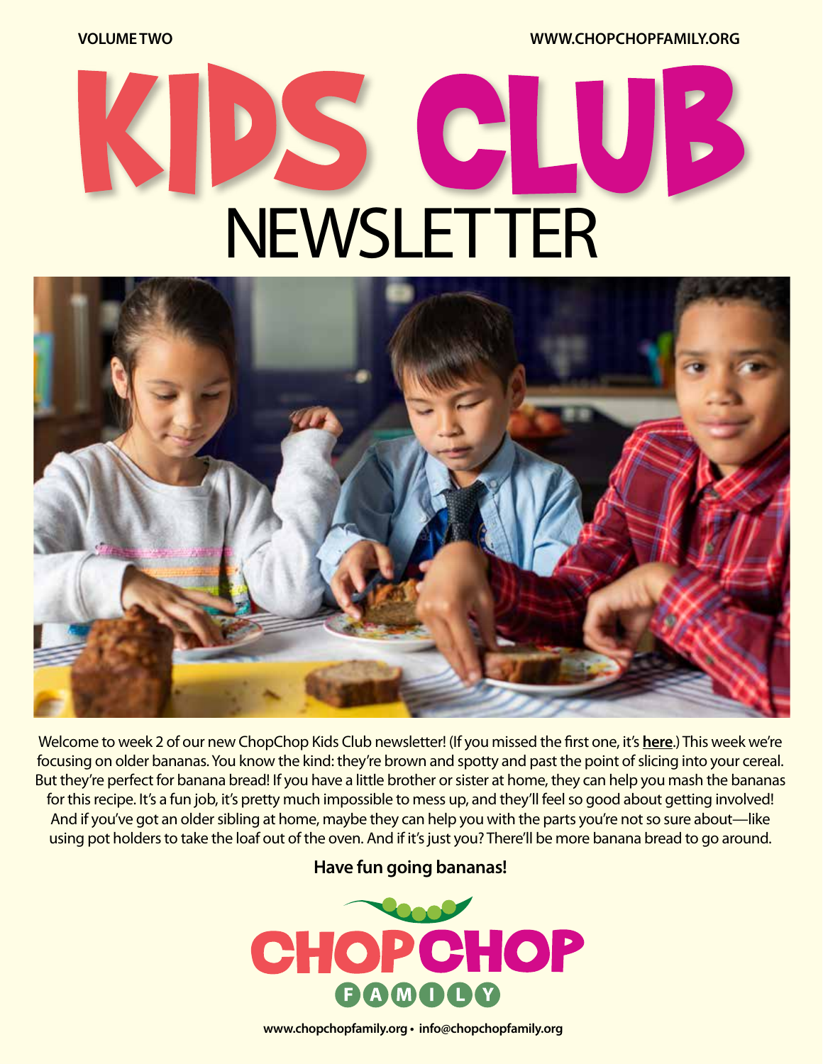VOLUME TWO

WWW.CHOPCHOPFAMILY.ORG

# KIDS CLUB NEWSLETTER

Welcome to week 2 of our new ChopChop Kids Club newsletter! (If you missed the first one, it's **here**.) This week we're focusing on older bananas. You know the kind: they're brown and spotty and past the point of slicing into your cereal. But they're perfect for banana bread! If you have a little brother or sister at home, they can help you mash the bananas for this recipe. It's a fun job, it's pretty much impossible to mess up, and they'll feel so good about getting involved! And if you've got an older sibling at home, maybe they can help you with the parts you're not so sure about—like using pot holders to take the loaf out of the oven. And if it's just you? There'll be more banana bread to go around.

**Have fun going bananas!**

CHOPCHOP FAMILY

www.chopchopfamily.org • info@chopchopfamily.org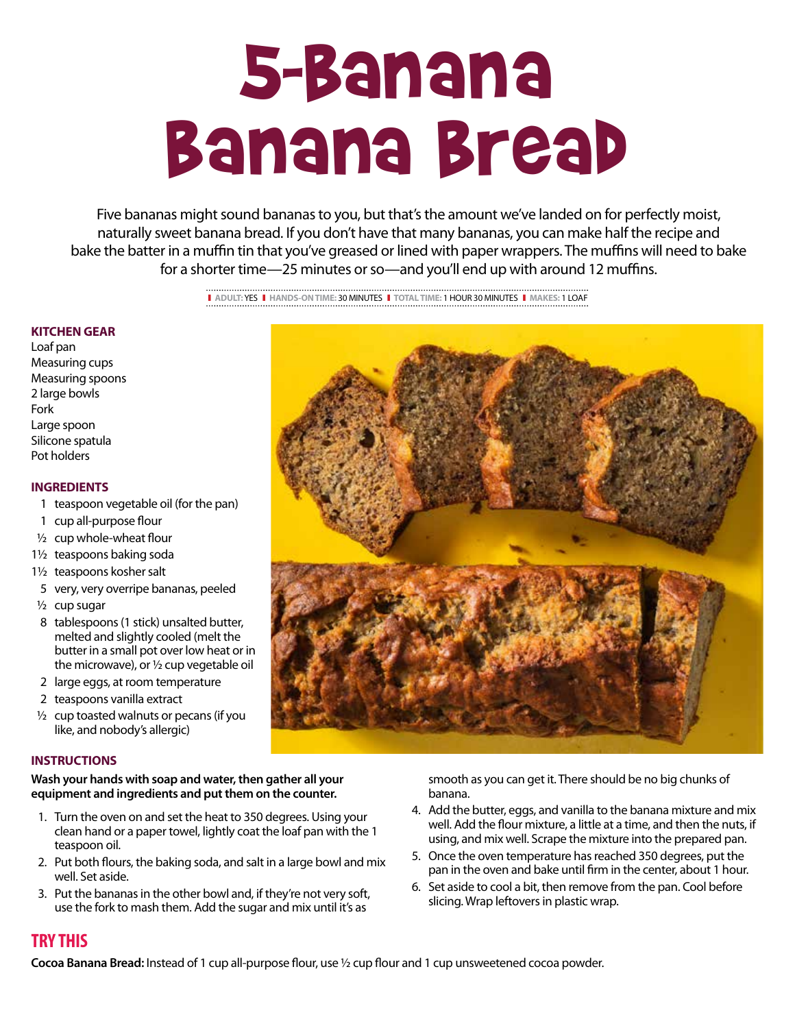# 5-Banana Banana Bread

Five bananas might sound bananas to you, but that's the amount we've landed on for perfectly moist, naturally sweet banana bread. If you don't have that many bananas, you can make half the recipe and bake the batter in a muffin tin that you've greased or lined with paper wrappers. The muffins will need to bake for a shorter time—25 minutes or so—and you'll end up with around 12 muffins.

ADULT: YES | HANDS-ON TIME: 30 MINUTES | TOTAL TIME: 1 HOUR 30 MINUTES | MAKES: 1 LOAF

## KITCHEN GEAR

Loaf pan
Measuring cups
Measuring spoons
2 large bowls
Fork
Large spoon
Silicone spatula
Pot holders

## INGREDIENTS

- 1 teaspoon vegetable oil (for the pan)
- 1 cup all-purpose flour
- ½ cup whole-wheat flour
- 1½ teaspoons baking soda
- 1½ teaspoons kosher salt
- 5 very, very overripe bananas, peeled
- ½ cup sugar
- 8 tablespoons (1 stick) unsalted butter, melted and slightly cooled (melt the butter in a small pot over low heat or in the microwave), or ½ cup vegetable oil
- 2 large eggs, at room temperature
- 2 teaspoons vanilla extract
- ½ cup toasted walnuts or pecans (if you like, and nobody's allergic)

## INSTRUCTIONS

**Wash your hands with soap and water, then gather all your equipment and ingredients and put them on the counter.**

1. Turn the oven on and set the heat to 350 degrees. Using your clean hand or a paper towel, lightly coat the loaf pan with the 1 teaspoon oil.
2. Put both flours, the baking soda, and salt in a large bowl and mix well. Set aside.
3. Put the bananas in the other bowl and, if they're not very soft, use the fork to mash them. Add the sugar and mix until it's as smooth as you can get it. There should be no big chunks of banana.
4. Add the butter, eggs, and vanilla to the banana mixture and mix well. Add the flour mixture, a little at a time, and then the nuts, if using, and mix well. Scrape the mixture into the prepared pan.
5. Once the oven temperature has reached 350 degrees, put the pan in the oven and bake until firm in the center, about 1 hour.
6. Set aside to cool a bit, then remove from the pan. Cool before slicing. Wrap leftovers in plastic wrap.

## TRY THIS

**Cocoa Banana Bread:** Instead of 1 cup all-purpose flour, use ½ cup flour and 1 cup unsweetened cocoa powder.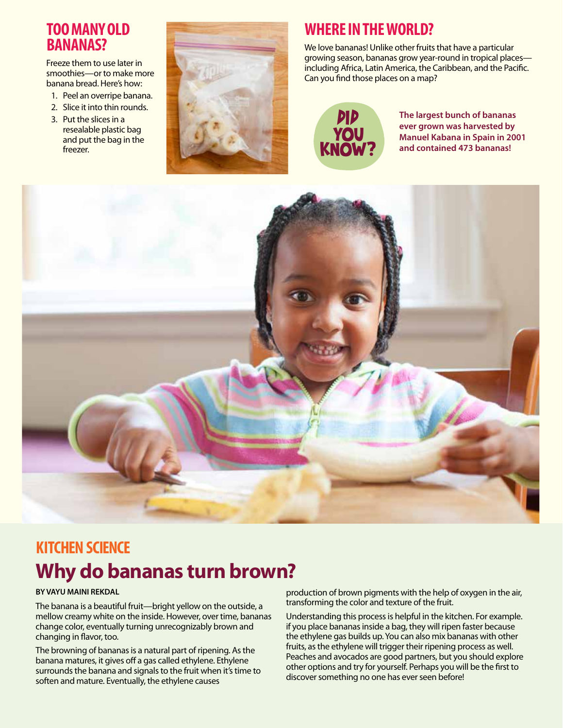## TOO MANY OLD BANANAS?

Freeze them to use later in smoothies—or to make more banana bread. Here's how:

1. Peel an overripe banana.
2. Slice it into thin rounds.
3. Put the slices in a resealable plastic bag and put the bag in the freezer.

## WHERE IN THE WORLD?

We love bananas! Unlike other fruits that have a particular growing season, bananas grow year-round in tropical places—including Africa, Latin America, the Caribbean, and the Pacific. Can you find those places on a map?

**DID YOU KNOW?**

**The largest bunch of bananas ever grown was harvested by Manuel Kabana in Spain in 2001 and contained 473 bananas!**

## KITCHEN SCIENCE

# Why do bananas turn brown?

**BY VAYU MAINI REKDAL**

The banana is a beautiful fruit—bright yellow on the outside, a mellow creamy white on the inside. However, over time, bananas change color, eventually turning unrecognizably brown and changing in flavor, too.

The browning of bananas is a natural part of ripening. As the banana matures, it gives off a gas called ethylene. Ethylene surrounds the banana and signals to the fruit when it's time to soften and mature. Eventually, the ethylene causes production of brown pigments with the help of oxygen in the air, transforming the color and texture of the fruit.

Understanding this process is helpful in the kitchen. For example, if you place bananas inside a bag, they will ripen faster because the ethylene gas builds up. You can also mix bananas with other fruits, as the ethylene will trigger their ripening process as well. Peaches and avocados are good partners, but you should explore other options and try for yourself. Perhaps you will be the first to discover something no one has ever seen before!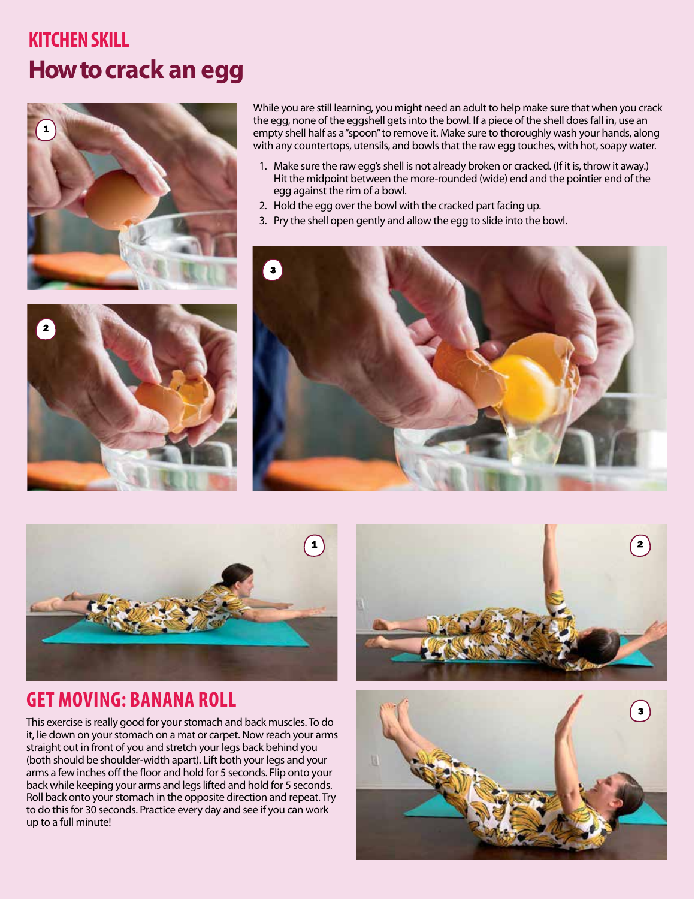KITCHEN SKILL

# How to crack an egg

While you are still learning, you might need an adult to help make sure that when you crack the egg, none of the eggshell gets into the bowl. If a piece of the shell does fall in, use an empty shell half as a "spoon" to remove it. Make sure to thoroughly wash your hands, along with any countertops, utensils, and bowls that the raw egg touches, with hot, soapy water.

1. Make sure the raw egg's shell is not already broken or cracked. (If it is, throw it away.) Hit the midpoint between the more-rounded (wide) end and the pointier end of the egg against the rim of a bowl.
2. Hold the egg over the bowl with the cracked part facing up.
3. Pry the shell open gently and allow the egg to slide into the bowl.

## GET MOVING: BANANA ROLL

This exercise is really good for your stomach and back muscles. To do it, lie down on your stomach on a mat or carpet. Now reach your arms straight out in front of you and stretch your legs back behind you (both should be shoulder-width apart). Lift both your legs and your arms a few inches off the floor and hold for 5 seconds. Flip onto your back while keeping your arms and legs lifted and hold for 5 seconds. Roll back onto your stomach in the opposite direction and repeat. Try to do this for 30 seconds. Practice every day and see if you can work up to a full minute!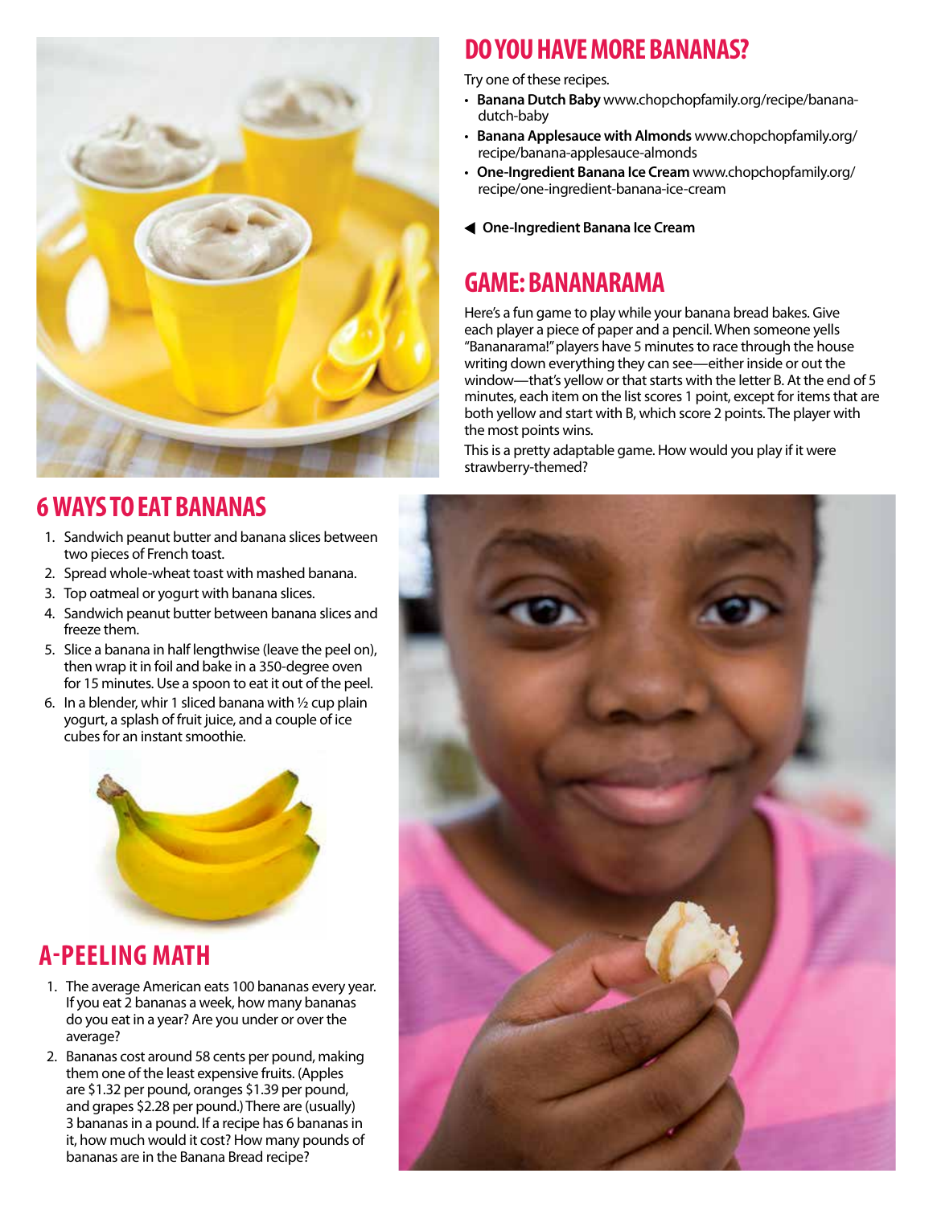## DO YOU HAVE MORE BANANAS?

Try one of these recipes.

- **Banana Dutch Baby** www.chopchopfamily.org/recipe/banana-dutch-baby
- **Banana Applesauce with Almonds** www.chopchopfamily.org/recipe/banana-applesauce-almonds
- **One-Ingredient Banana Ice Cream** www.chopchopfamily.org/recipe/one-ingredient-banana-ice-cream

◀ **One-Ingredient Banana Ice Cream**

## GAME: BANANARAMA

Here's a fun game to play while your banana bread bakes. Give each player a piece of paper and a pencil. When someone yells "Bananarama!" players have 5 minutes to race through the house writing down everything they can see—either inside or out the window—that's yellow or that starts with the letter B. At the end of 5 minutes, each item on the list scores 1 point, except for items that are both yellow and start with B, which score 2 points. The player with the most points wins.

This is a pretty adaptable game. How would you play if it were strawberry-themed?

## 6 WAYS TO EAT BANANAS

1. Sandwich peanut butter and banana slices between two pieces of French toast.
2. Spread whole-wheat toast with mashed banana.
3. Top oatmeal or yogurt with banana slices.
4. Sandwich peanut butter between banana slices and freeze them.
5. Slice a banana in half lengthwise (leave the peel on), then wrap it in foil and bake in a 350-degree oven for 15 minutes. Use a spoon to eat it out of the peel.
6. In a blender, whir 1 sliced banana with ½ cup plain yogurt, a splash of fruit juice, and a couple of ice cubes for an instant smoothie.

## A-PEELING MATH

1. The average American eats 100 bananas every year. If you eat 2 bananas a week, how many bananas do you eat in a year? Are you under or over the average?
2. Bananas cost around 58 cents per pound, making them one of the least expensive fruits. (Apples are $1.32 per pound, oranges $1.39 per pound, and grapes $2.28 per pound.) There are (usually) 3 bananas in a pound. If a recipe has 6 bananas in it, how much would it cost? How many pounds of bananas are in the Banana Bread recipe?